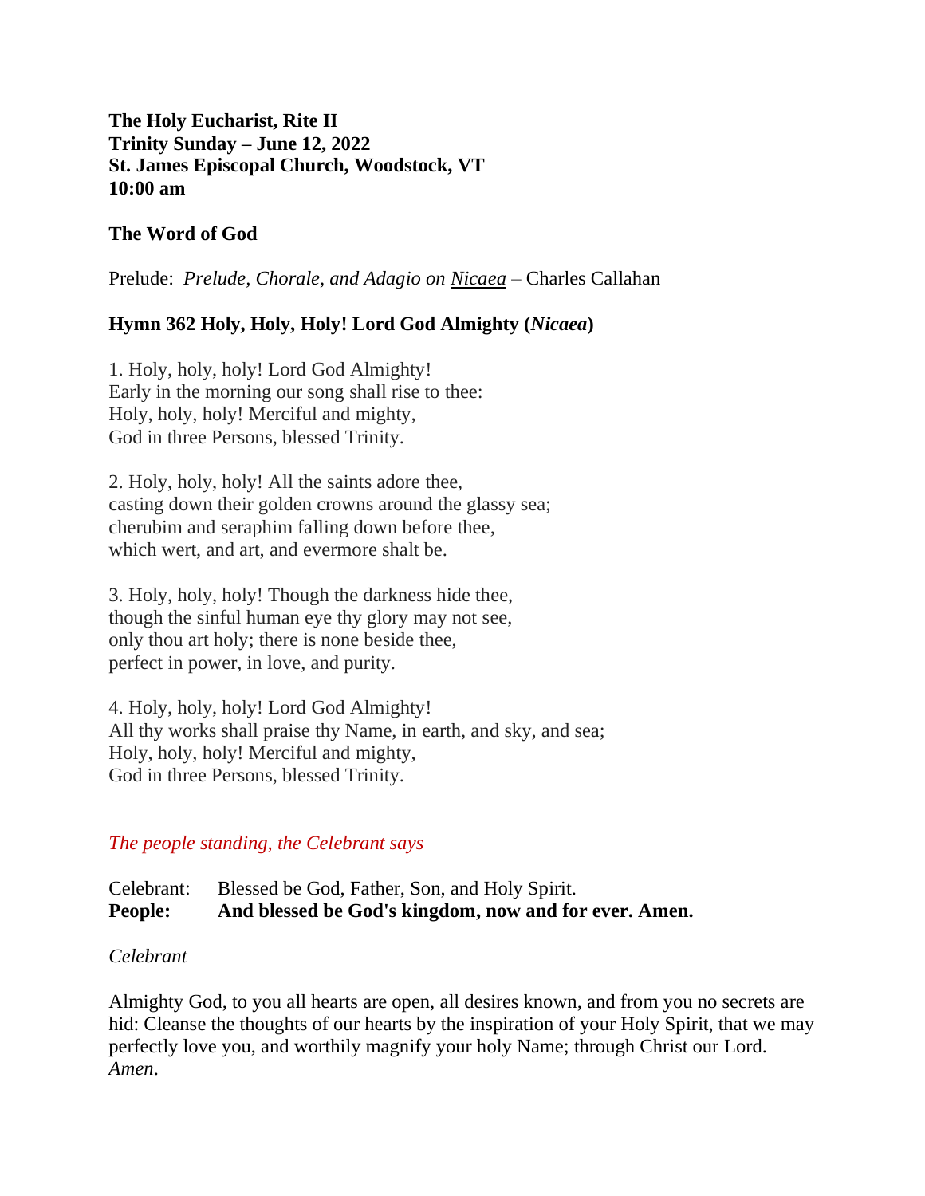**The Holy Eucharist, Rite II**
**Trinity Sunday – June 12, 2022**
**St. James Episcopal Church, Woodstock, VT**
**10:00 am**

**The Word of God**

Prelude: *Prelude, Chorale, and Adagio on Nicaea* – Charles Callahan

**Hymn 362 Holy, Holy, Holy! Lord God Almighty (*Nicaea*)**

1. Holy, holy, holy! Lord God Almighty!
Early in the morning our song shall rise to thee:
Holy, holy, holy! Merciful and mighty,
God in three Persons, blessed Trinity.

2. Holy, holy, holy! All the saints adore thee,
casting down their golden crowns around the glassy sea;
cherubim and seraphim falling down before thee,
which wert, and art, and evermore shalt be.

3. Holy, holy, holy! Though the darkness hide thee,
though the sinful human eye thy glory may not see,
only thou art holy; there is none beside thee,
perfect in power, in love, and purity.

4. Holy, holy, holy! Lord God Almighty!
All thy works shall praise thy Name, in earth, and sky, and sea;
Holy, holy, holy! Merciful and mighty,
God in three Persons, blessed Trinity.

*The people standing, the Celebrant says*

Celebrant: Blessed be God, Father, Son, and Holy Spirit.
**People: And blessed be God's kingdom, now and for ever. Amen.**

*Celebrant*

Almighty God, to you all hearts are open, all desires known, and from you no secrets are hid: Cleanse the thoughts of our hearts by the inspiration of your Holy Spirit, that we may perfectly love you, and worthily magnify your holy Name; through Christ our Lord. *Amen*.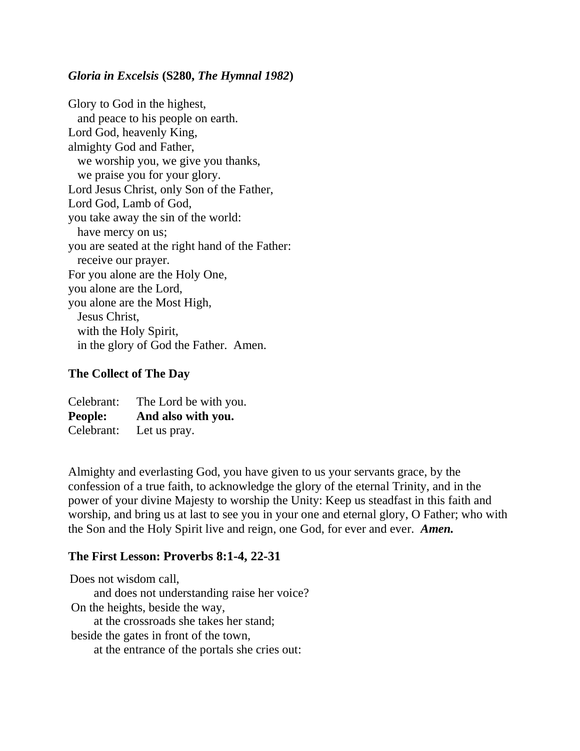### *Gloria in Excelsis* (S280, *The Hymnal 1982*)

Glory to God in the highest,  
   and peace to his people on earth.  
Lord God, heavenly King,  
almighty God and Father,  
   we worship you, we give you thanks,  
   we praise you for your glory.  
Lord Jesus Christ, only Son of the Father,  
Lord God, Lamb of God,  
you take away the sin of the world:  
   have mercy on us;  
you are seated at the right hand of the Father:  
   receive our prayer.  
For you alone are the Holy One,  
you alone are the Lord,  
you alone are the Most High,  
   Jesus Christ,  
   with the Holy Spirit,  
   in the glory of God the Father.  Amen.

### The Collect of The Day

Celebrant: The Lord be with you.  
**People: And also with you.**  
Celebrant: Let us pray.

Almighty and everlasting God, you have given to us your servants grace, by the confession of a true faith, to acknowledge the glory of the eternal Trinity, and in the power of your divine Majesty to worship the Unity: Keep us steadfast in this faith and worship, and bring us at last to see you in your one and eternal glory, O Father; who with the Son and the Holy Spirit live and reign, one God, for ever and ever. ***Amen.***

### The First Lesson: Proverbs 8:1-4, 22-31

Does not wisdom call,  
      and does not understanding raise her voice?  
On the heights, beside the way,  
      at the crossroads she takes her stand;  
beside the gates in front of the town,  
      at the entrance of the portals she cries out: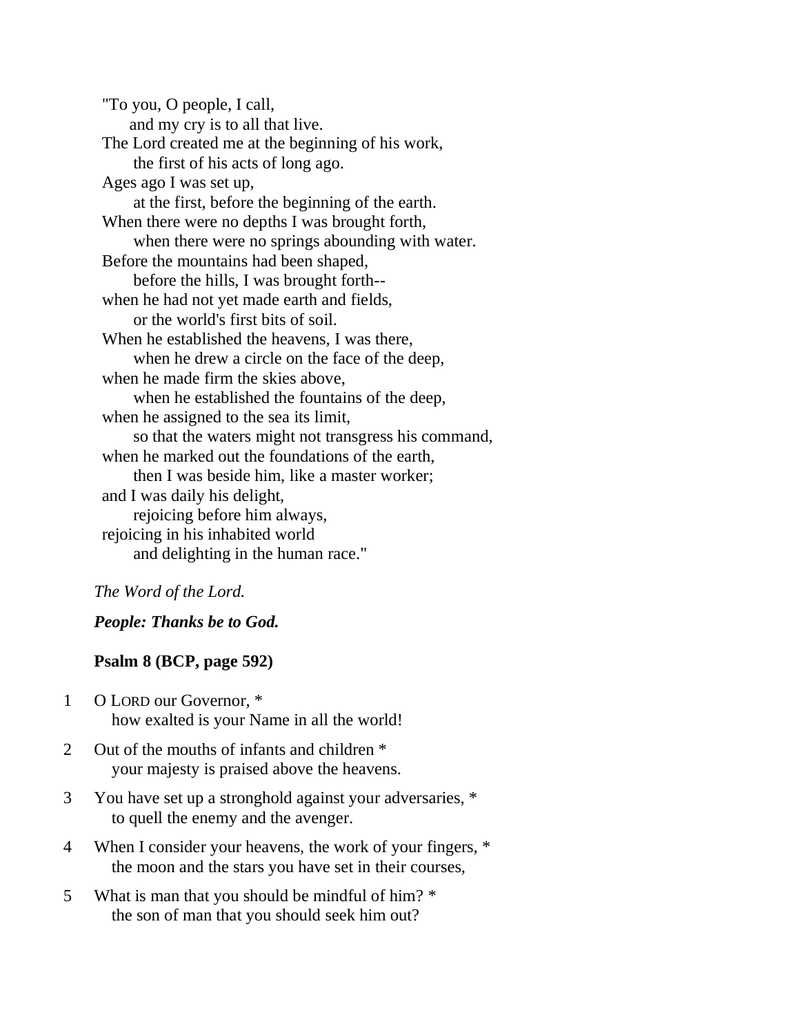"To you, O people, I call,
  and my cry is to all that live.
The Lord created me at the beginning of his work,
  the first of his acts of long ago.
Ages ago I was set up,
  at the first, before the beginning of the earth.
When there were no depths I was brought forth,
  when there were no springs abounding with water.
Before the mountains had been shaped,
  before the hills, I was brought forth--
when he had not yet made earth and fields,
  or the world's first bits of soil.
When he established the heavens, I was there,
  when he drew a circle on the face of the deep,
when he made firm the skies above,
  when he established the fountains of the deep,
when he assigned to the sea its limit,
  so that the waters might not transgress his command,
when he marked out the foundations of the earth,
  then I was beside him, like a master worker;
and I was daily his delight,
  rejoicing before him always,
rejoicing in his inhabited world
  and delighting in the human race."

*The Word of the Lord.*

***People: Thanks be to God.***

**Psalm 8 (BCP, page 592)**

1 O LORD our Governor, *
  how exalted is your Name in all the world!

2 Out of the mouths of infants and children *
  your majesty is praised above the heavens.

3 You have set up a stronghold against your adversaries, *
  to quell the enemy and the avenger.

4 When I consider your heavens, the work of your fingers, *
  the moon and the stars you have set in their courses,

5 What is man that you should be mindful of him? *
  the son of man that you should seek him out?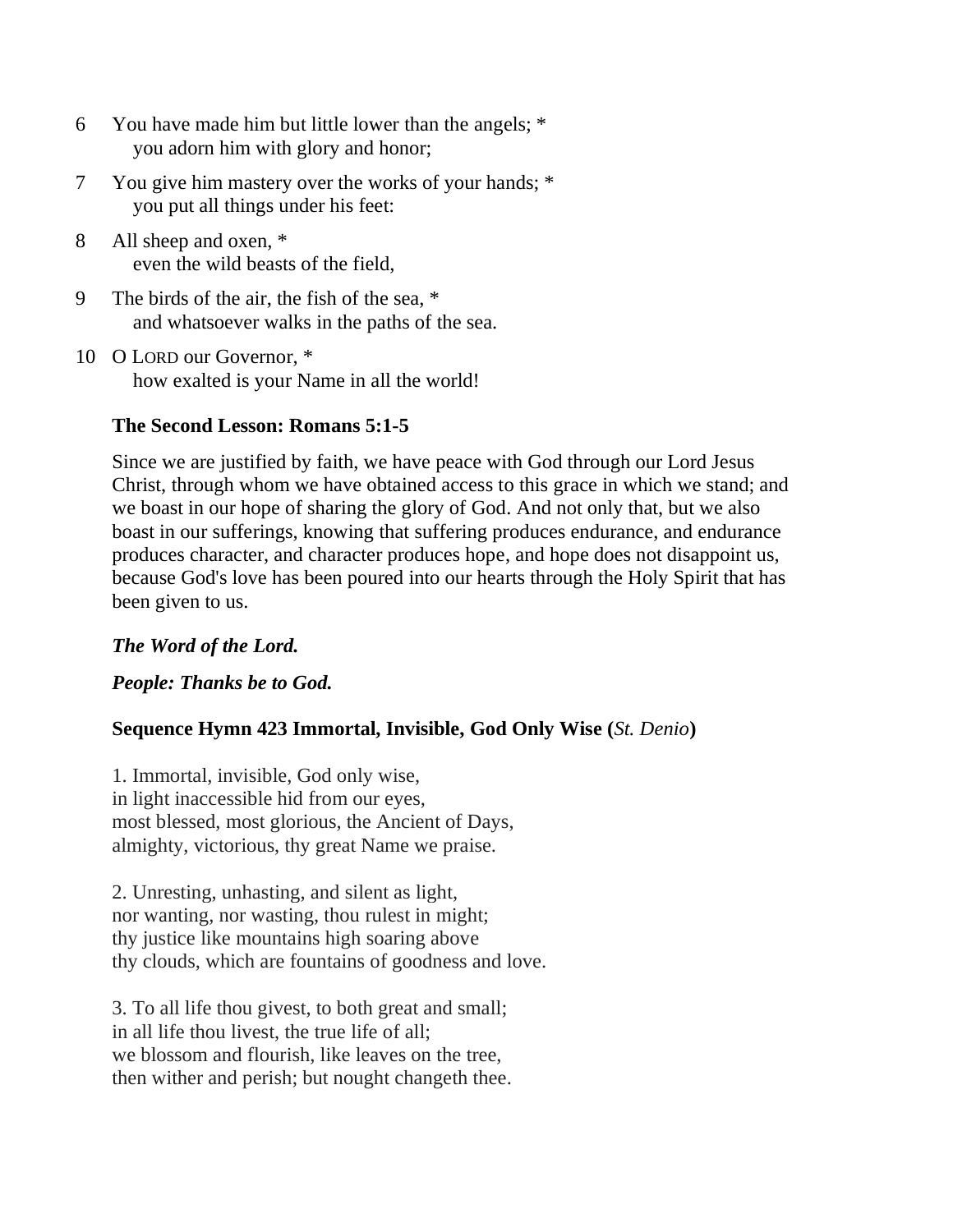6 You have made him but little lower than the angels; *
    you adorn him with glory and honor;

7 You give him mastery over the works of your hands; *
    you put all things under his feet:

8 All sheep and oxen, *
    even the wild beasts of the field,

9 The birds of the air, the fish of the sea, *
    and whatsoever walks in the paths of the sea.

10 O LORD our Governor, *
    how exalted is your Name in all the world!

**The Second Lesson: Romans 5:1-5**

Since we are justified by faith, we have peace with God through our Lord Jesus Christ, through whom we have obtained access to this grace in which we stand; and we boast in our hope of sharing the glory of God. And not only that, but we also boast in our sufferings, knowing that suffering produces endurance, and endurance produces character, and character produces hope, and hope does not disappoint us, because God's love has been poured into our hearts through the Holy Spirit that has been given to us.

***The Word of the Lord.***

***People: Thanks be to God.***

**Sequence Hymn 423 Immortal, Invisible, God Only Wise (*St. Denio*)**

1. Immortal, invisible, God only wise,
in light inaccessible hid from our eyes,
most blessed, most glorious, the Ancient of Days,
almighty, victorious, thy great Name we praise.

2. Unresting, unhasting, and silent as light,
nor wanting, nor wasting, thou rulest in might;
thy justice like mountains high soaring above
thy clouds, which are fountains of goodness and love.

3. To all life thou givest, to both great and small;
in all life thou livest, the true life of all;
we blossom and flourish, like leaves on the tree,
then wither and perish; but nought changeth thee.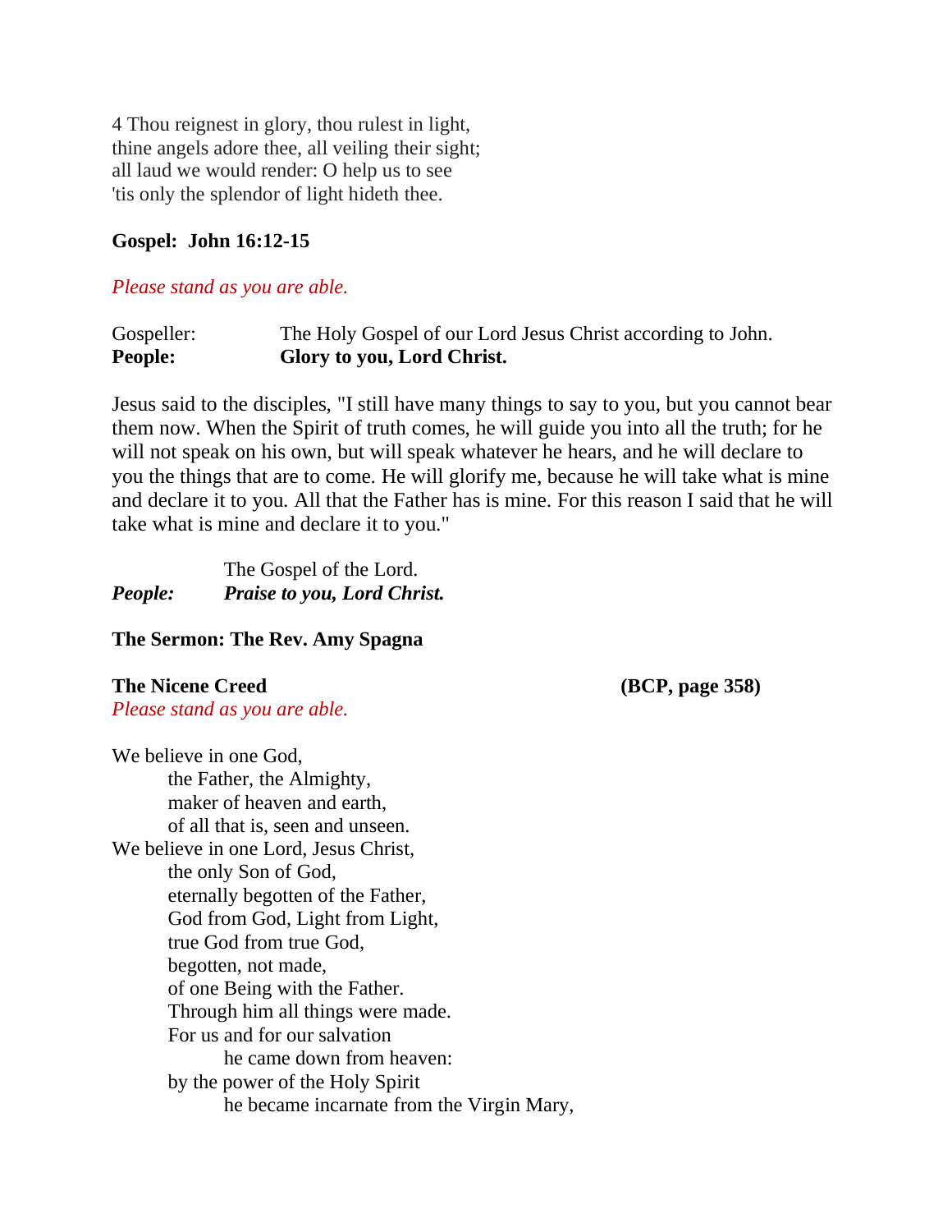4 Thou reignest in glory, thou rulest in light,
thine angels adore thee, all veiling their sight;
all laud we would render: O help us to see
'tis only the splendor of light hideth thee.

**Gospel: John 16:12-15**

*Please stand as you are able.*

Gospeller: The Holy Gospel of our Lord Jesus Christ according to John.
**People: Glory to you, Lord Christ.**

Jesus said to the disciples, "I still have many things to say to you, but you cannot bear them now. When the Spirit of truth comes, he will guide you into all the truth; for he will not speak on his own, but will speak whatever he hears, and he will declare to you the things that are to come. He will glorify me, because he will take what is mine and declare it to you. All that the Father has is mine. For this reason I said that he will take what is mine and declare it to you."

The Gospel of the Lord.
***People: Praise to you, Lord Christ.***

**The Sermon: The Rev. Amy Spagna**

**The Nicene Creed** **(BCP, page 358)**
*Please stand as you are able.*

We believe in one God,
the Father, the Almighty,
maker of heaven and earth,
of all that is, seen and unseen.
We believe in one Lord, Jesus Christ,
the only Son of God,
eternally begotten of the Father,
God from God, Light from Light,
true God from true God,
begotten, not made,
of one Being with the Father.
Through him all things were made.
For us and for our salvation
he came down from heaven:
by the power of the Holy Spirit
he became incarnate from the Virgin Mary,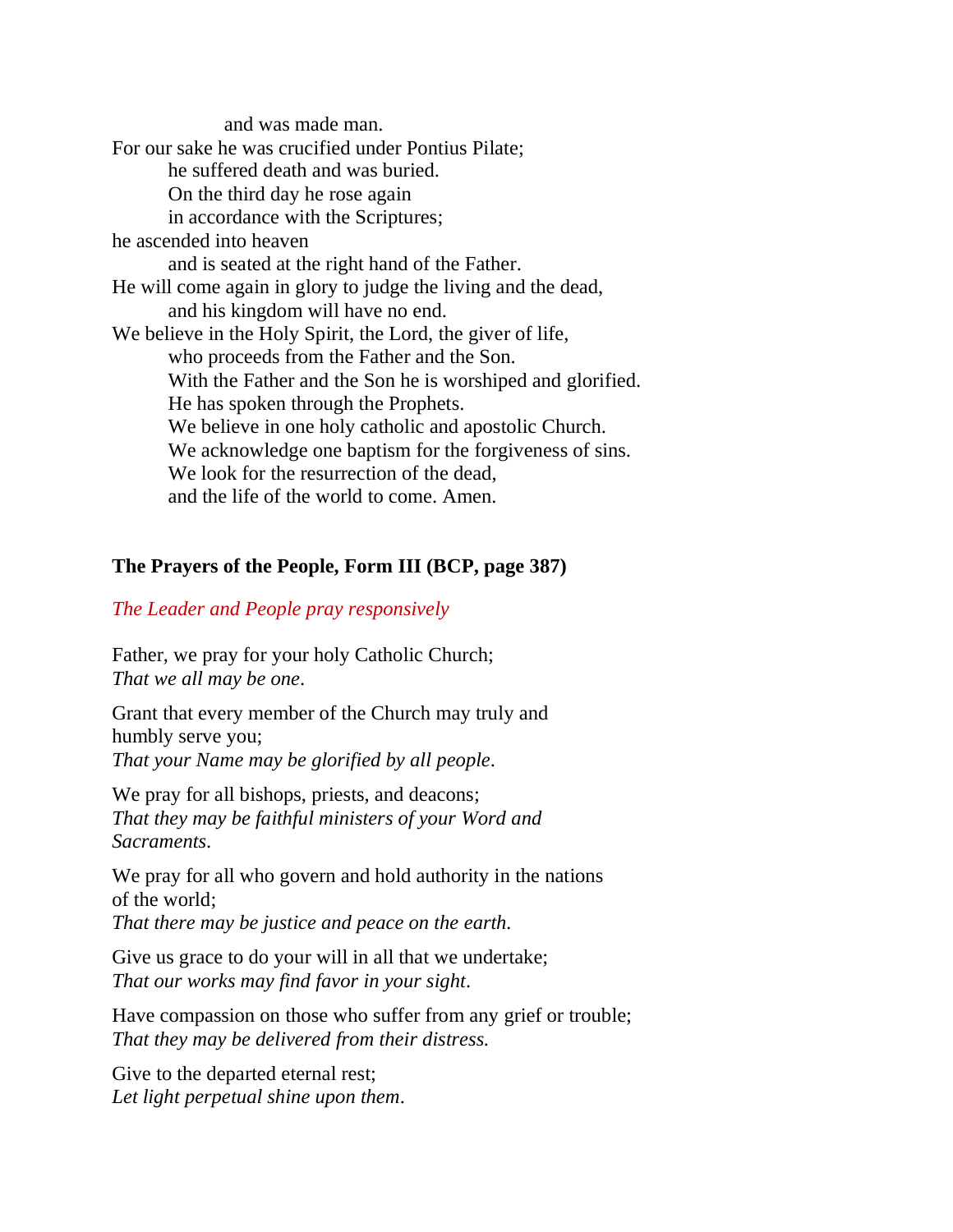and was made man.
For our sake he was crucified under Pontius Pilate;
he suffered death and was buried.
On the third day he rose again
in accordance with the Scriptures;
he ascended into heaven
and is seated at the right hand of the Father.
He will come again in glory to judge the living and the dead,
and his kingdom will have no end.
We believe in the Holy Spirit, the Lord, the giver of life,
who proceeds from the Father and the Son.
With the Father and the Son he is worshiped and glorified.
He has spoken through the Prophets.
We believe in one holy catholic and apostolic Church.
We acknowledge one baptism for the forgiveness of sins.
We look for the resurrection of the dead,
and the life of the world to come. Amen.

**The Prayers of the People, Form III (BCP, page 387)**

*The Leader and People pray responsively*

Father, we pray for your holy Catholic Church;
*That we all may be one*.

Grant that every member of the Church may truly and humbly serve you;
*That your Name may be glorified by all people*.

We pray for all bishops, priests, and deacons;
*That they may be faithful ministers of your Word and Sacraments*.

We pray for all who govern and hold authority in the nations of the world;
*That there may be justice and peace on the earth*.

Give us grace to do your will in all that we undertake;
*That our works may find favor in your sight*.

Have compassion on those who suffer from any grief or trouble;
*That they may be delivered from their distress.*

Give to the departed eternal rest;
*Let light perpetual shine upon them*.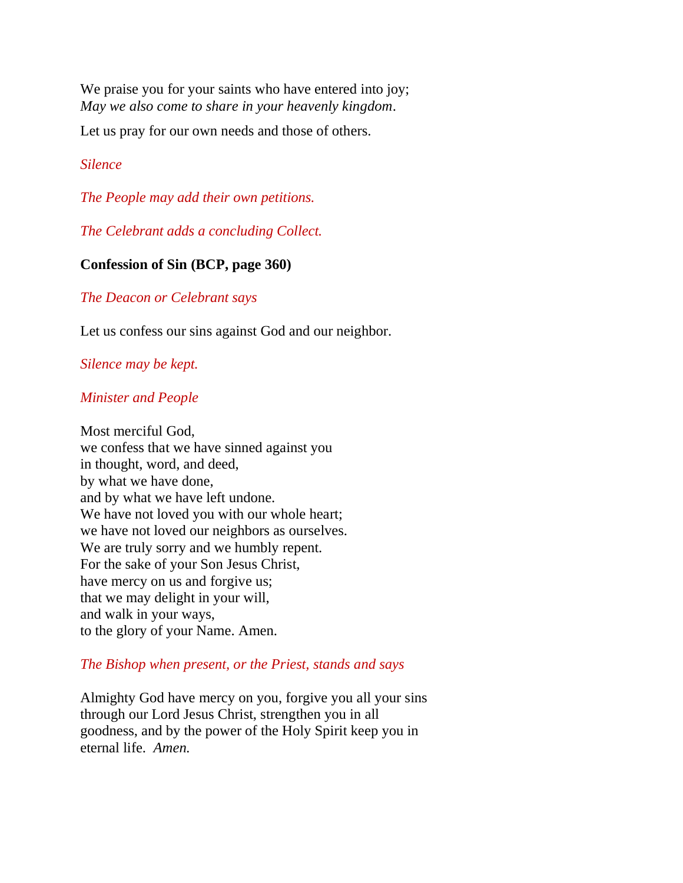We praise you for your saints who have entered into joy;
*May we also come to share in your heavenly kingdom*.

Let us pray for our own needs and those of others.

*Silence*

*The People may add their own petitions.*

*The Celebrant adds a concluding Collect.*

**Confession of Sin (BCP, page 360)**

*The Deacon or Celebrant says*

Let us confess our sins against God and our neighbor.

*Silence may be kept.*

*Minister and People*

Most merciful God,
we confess that we have sinned against you
in thought, word, and deed,
by what we have done,
and by what we have left undone.
We have not loved you with our whole heart;
we have not loved our neighbors as ourselves.
We are truly sorry and we humbly repent.
For the sake of your Son Jesus Christ,
have mercy on us and forgive us;
that we may delight in your will,
and walk in your ways,
to the glory of your Name. Amen.

*The Bishop when present, or the Priest, stands and says*

Almighty God have mercy on you, forgive you all your sins through our Lord Jesus Christ, strengthen you in all goodness, and by the power of the Holy Spirit keep you in eternal life. *Amen.*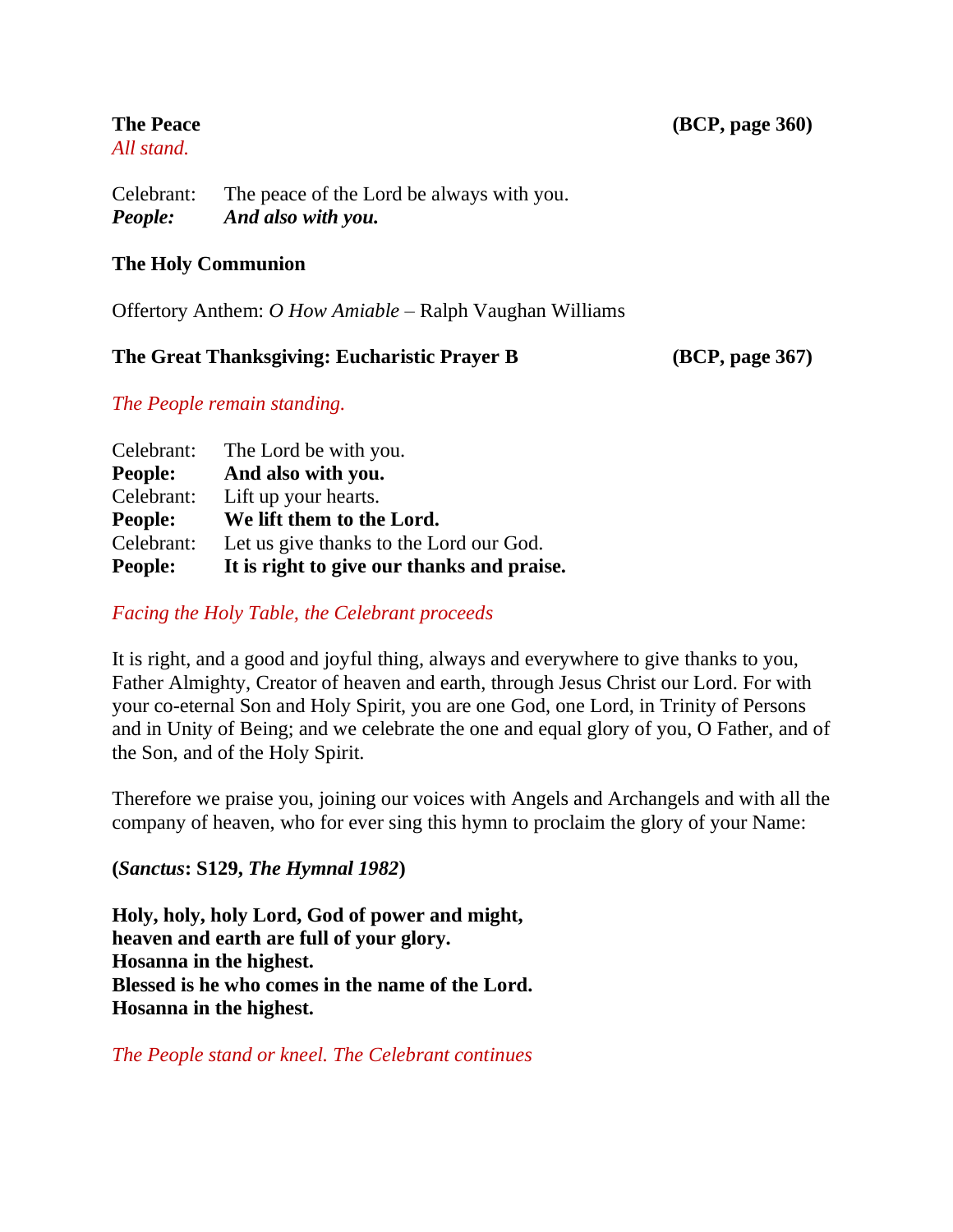**The Peace** **(BCP, page 360)**

*All stand.*

Celebrant: The peace of the Lord be always with you.
***People:*** ***And also with you.***

**The Holy Communion**

Offertory Anthem: *O How Amiable* – Ralph Vaughan Williams

**The Great Thanksgiving: Eucharistic Prayer B** **(BCP, page 367)**

*The People remain standing.*

Celebrant: The Lord be with you.
**People: And also with you.**
Celebrant: Lift up your hearts.
**People: We lift them to the Lord.**
Celebrant: Let us give thanks to the Lord our God.
**People: It is right to give our thanks and praise.**

*Facing the Holy Table, the Celebrant proceeds*

It is right, and a good and joyful thing, always and everywhere to give thanks to you, Father Almighty, Creator of heaven and earth, through Jesus Christ our Lord. For with your co-eternal Son and Holy Spirit, you are one God, one Lord, in Trinity of Persons and in Unity of Being; and we celebrate the one and equal glory of you, O Father, and of the Son, and of the Holy Spirit.

Therefore we praise you, joining our voices with Angels and Archangels and with all the company of heaven, who for ever sing this hymn to proclaim the glory of your Name:

**(*Sanctus*: S129, *The Hymnal 1982*)**

**Holy, holy, holy Lord, God of power and might,**
**heaven and earth are full of your glory.**
**Hosanna in the highest.**
**Blessed is he who comes in the name of the Lord.**
**Hosanna in the highest.**

*The People stand or kneel. The Celebrant continues*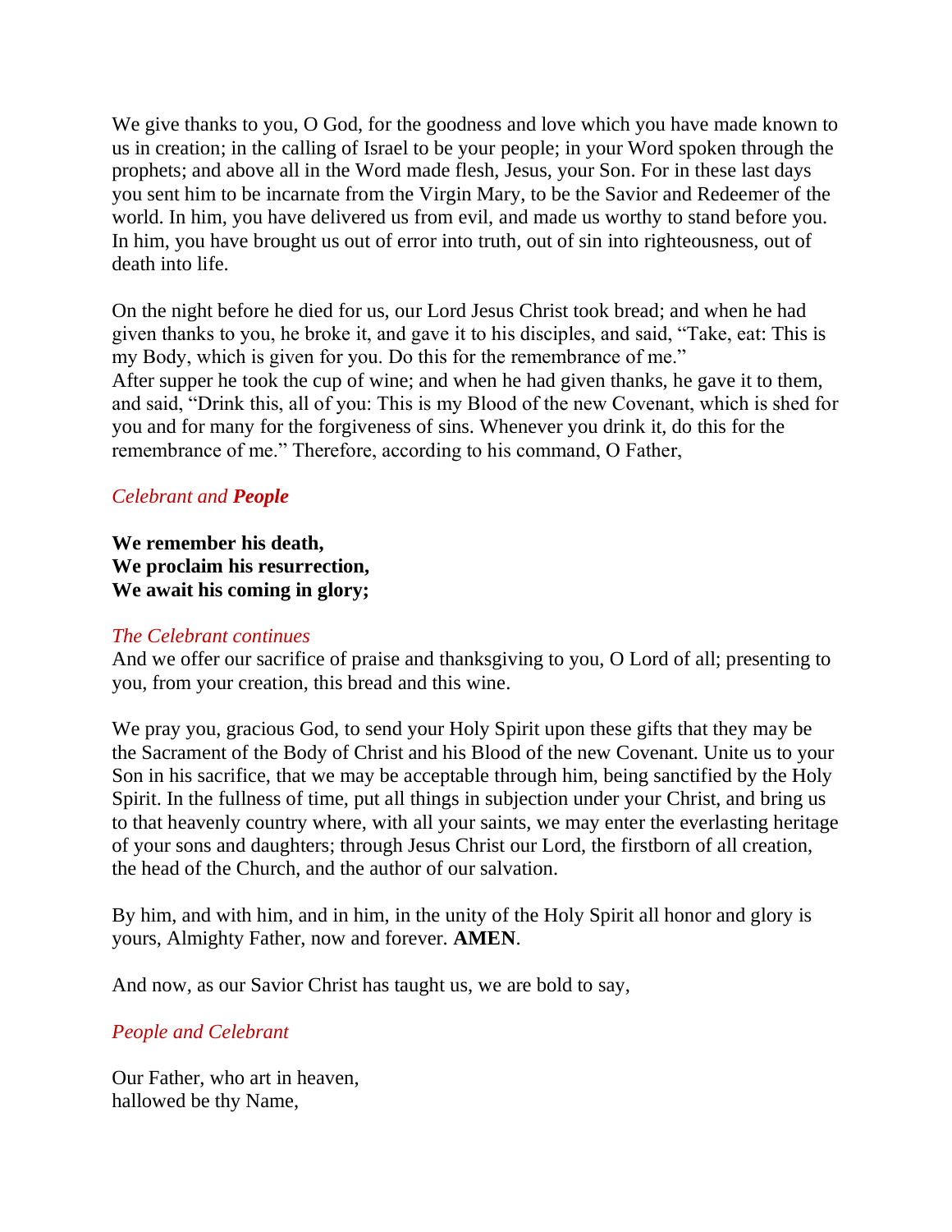We give thanks to you, O God, for the goodness and love which you have made known to us in creation; in the calling of Israel to be your people; in your Word spoken through the prophets; and above all in the Word made flesh, Jesus, your Son. For in these last days you sent him to be incarnate from the Virgin Mary, to be the Savior and Redeemer of the world. In him, you have delivered us from evil, and made us worthy to stand before you. In him, you have brought us out of error into truth, out of sin into righteousness, out of death into life.

On the night before he died for us, our Lord Jesus Christ took bread; and when he had given thanks to you, he broke it, and gave it to his disciples, and said, "Take, eat: This is my Body, which is given for you. Do this for the remembrance of me."
After supper he took the cup of wine; and when he had given thanks, he gave it to them, and said, "Drink this, all of you: This is my Blood of the new Covenant, which is shed for you and for many for the forgiveness of sins. Whenever you drink it, do this for the remembrance of me." Therefore, according to his command, O Father,

*Celebrant and **People***

**We remember his death,**
**We proclaim his resurrection,**
**We await his coming in glory;**

*The Celebrant continues*
And we offer our sacrifice of praise and thanksgiving to you, O Lord of all; presenting to you, from your creation, this bread and this wine.

We pray you, gracious God, to send your Holy Spirit upon these gifts that they may be the Sacrament of the Body of Christ and his Blood of the new Covenant. Unite us to your Son in his sacrifice, that we may be acceptable through him, being sanctified by the Holy Spirit. In the fullness of time, put all things in subjection under your Christ, and bring us to that heavenly country where, with all your saints, we may enter the everlasting heritage of your sons and daughters; through Jesus Christ our Lord, the firstborn of all creation, the head of the Church, and the author of our salvation.

By him, and with him, and in him, in the unity of the Holy Spirit all honor and glory is yours, Almighty Father, now and forever. **AMEN**.

And now, as our Savior Christ has taught us, we are bold to say,

*People and Celebrant*

Our Father, who art in heaven,
hallowed be thy Name,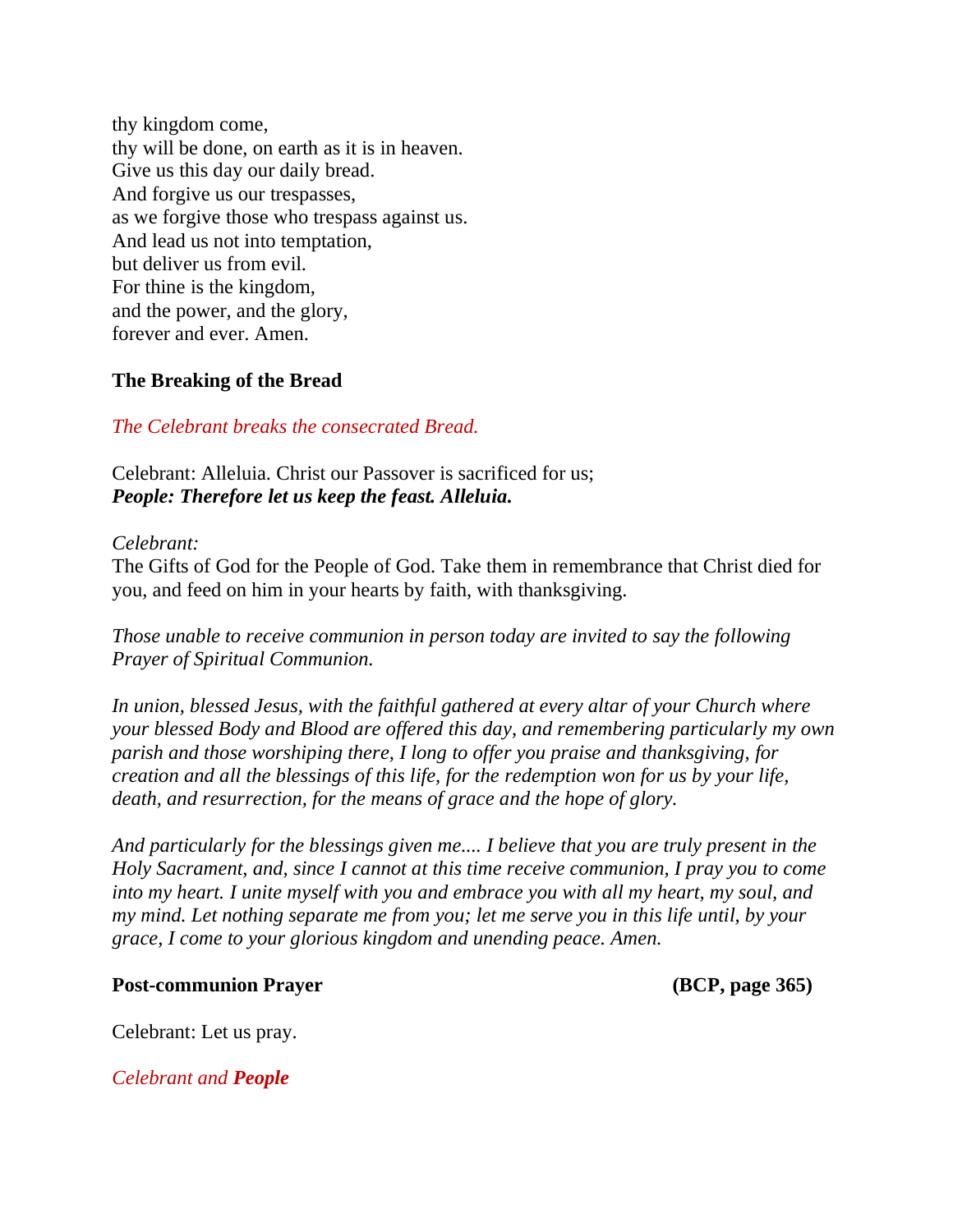thy kingdom come,
thy will be done, on earth as it is in heaven.
Give us this day our daily bread.
And forgive us our trespasses,
as we forgive those who trespass against us.
And lead us not into temptation,
but deliver us from evil.
For thine is the kingdom,
and the power, and the glory,
forever and ever. Amen.

**The Breaking of the Bread**

*The Celebrant breaks the consecrated Bread.*

Celebrant: Alleluia. Christ our Passover is sacrificed for us;
***People: Therefore let us keep the feast. Alleluia.***

*Celebrant:*
The Gifts of God for the People of God. Take them in remembrance that Christ died for you, and feed on him in your hearts by faith, with thanksgiving.

*Those unable to receive communion in person today are invited to say the following Prayer of Spiritual Communion.*

*In union, blessed Jesus, with the faithful gathered at every altar of your Church where your blessed Body and Blood are offered this day, and remembering particularly my own parish and those worshiping there, I long to offer you praise and thanksgiving, for creation and all the blessings of this life, for the redemption won for us by your life, death, and resurrection, for the means of grace and the hope of glory.*

*And particularly for the blessings given me.... I believe that you are truly present in the Holy Sacrament, and, since I cannot at this time receive communion, I pray you to come into my heart. I unite myself with you and embrace you with all my heart, my soul, and my mind. Let nothing separate me from you; let me serve you in this life until, by your grace, I come to your glorious kingdom and unending peace. Amen.*

**Post-communion Prayer** **(BCP, page 365)**

Celebrant: Let us pray.

*Celebrant and **People***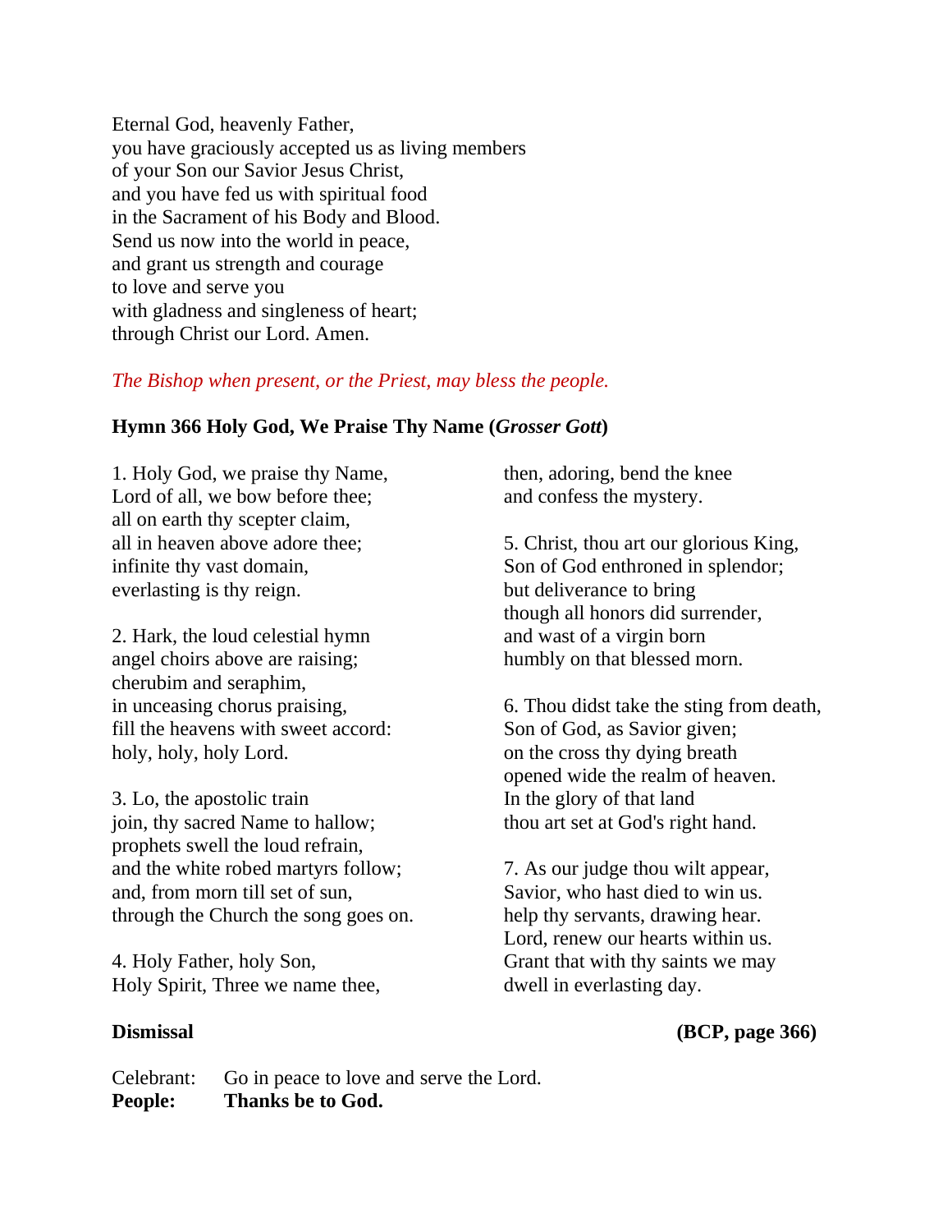Eternal God, heavenly Father,
you have graciously accepted us as living members
of your Son our Savior Jesus Christ,
and you have fed us with spiritual food
in the Sacrament of his Body and Blood.
Send us now into the world in peace,
and grant us strength and courage
to love and serve you
with gladness and singleness of heart;
through Christ our Lord. Amen.

*The Bishop when present, or the Priest, may bless the people.*

**Hymn 366 Holy God, We Praise Thy Name (*Grosser Gott*)**

1. Holy God, we praise thy Name,
Lord of all, we bow before thee;
all on earth thy scepter claim,
all in heaven above adore thee;
infinite thy vast domain,
everlasting is thy reign.

2. Hark, the loud celestial hymn
angel choirs above are raising;
cherubim and seraphim,
in unceasing chorus praising,
fill the heavens with sweet accord:
holy, holy, holy Lord.

3. Lo, the apostolic train
join, thy sacred Name to hallow;
prophets swell the loud refrain,
and the white robed martyrs follow;
and, from morn till set of sun,
through the Church the song goes on.

4. Holy Father, holy Son,
Holy Spirit, Three we name thee,
then, adoring, bend the knee
and confess the mystery.

5. Christ, thou art our glorious King,
Son of God enthroned in splendor;
but deliverance to bring
though all honors did surrender,
and wast of a virgin born
humbly on that blessed morn.

6. Thou didst take the sting from death,
Son of God, as Savior given;
on the cross thy dying breath
opened wide the realm of heaven.
In the glory of that land
thou art set at God's right hand.

7. As our judge thou wilt appear,
Savior, who hast died to win us.
help thy servants, drawing hear.
Lord, renew our hearts within us.
Grant that with thy saints we may
dwell in everlasting day.

**Dismissal** **(BCP, page 366)**

Celebrant: Go in peace to love and serve the Lord.
**People: Thanks be to God.**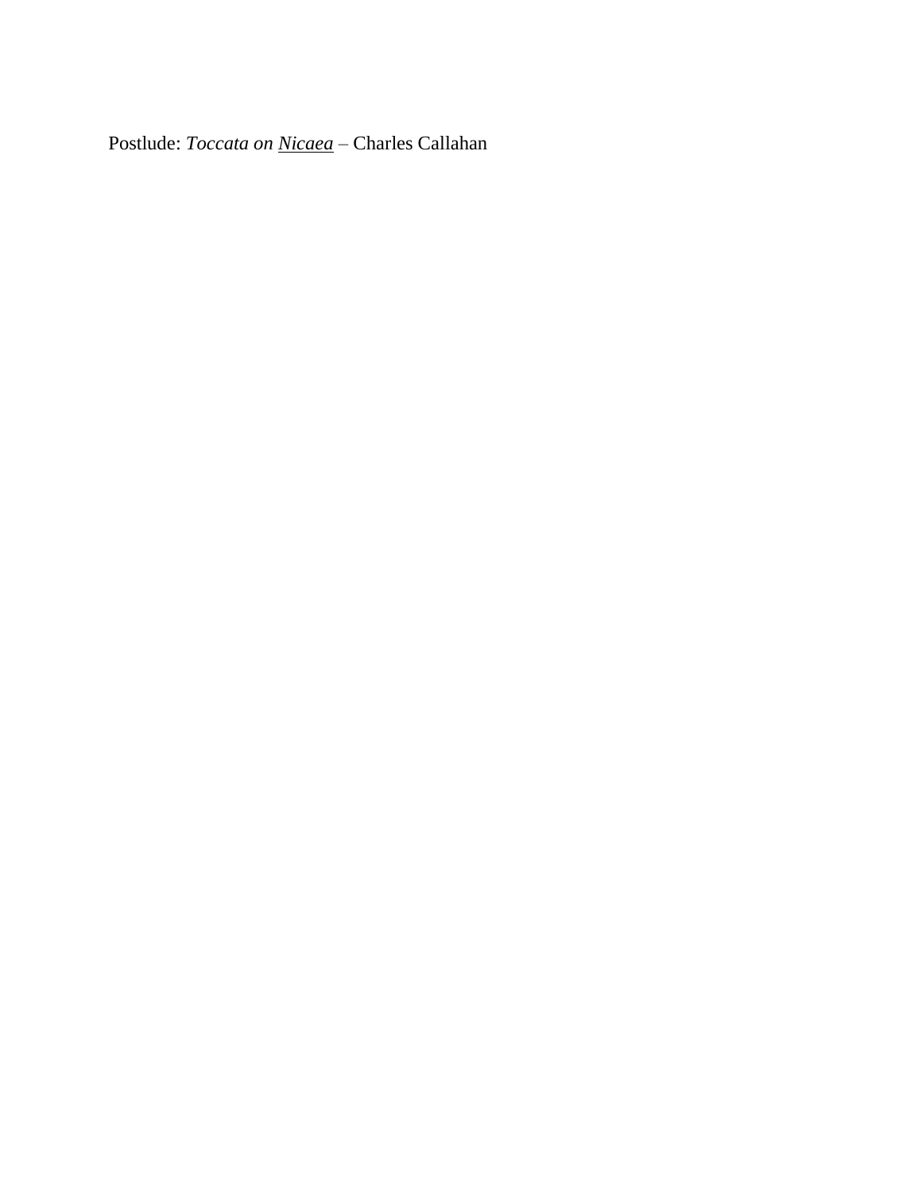Postlude: *Toccata on* <u>*Nicaea*</u> – Charles Callahan